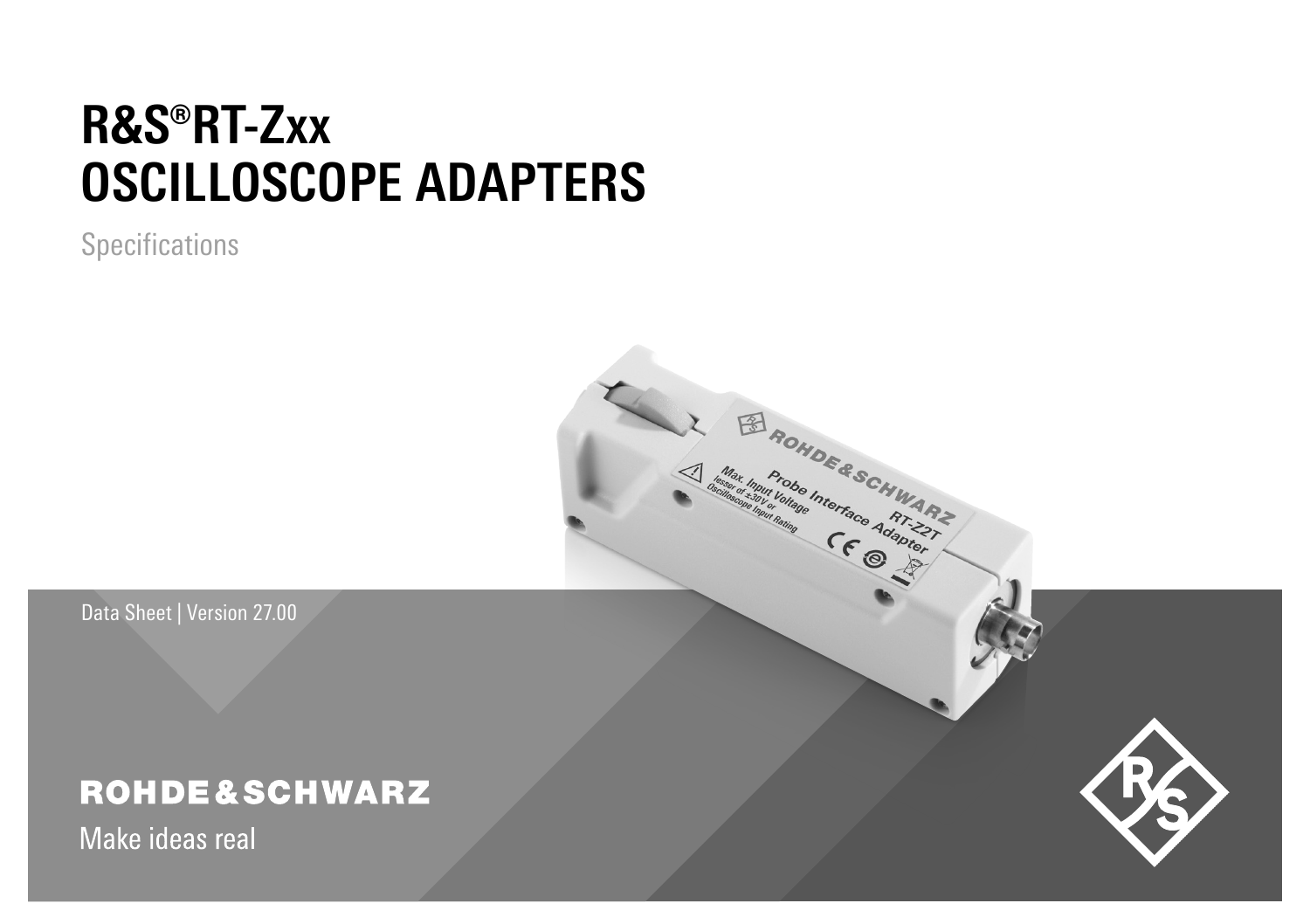# R&S®RT-Zxx OSCILLOSCOPE ADAPTERS

Specifications

Data Sheet | Version 27.00

ROHDE&SCHWARZ

Make ideas real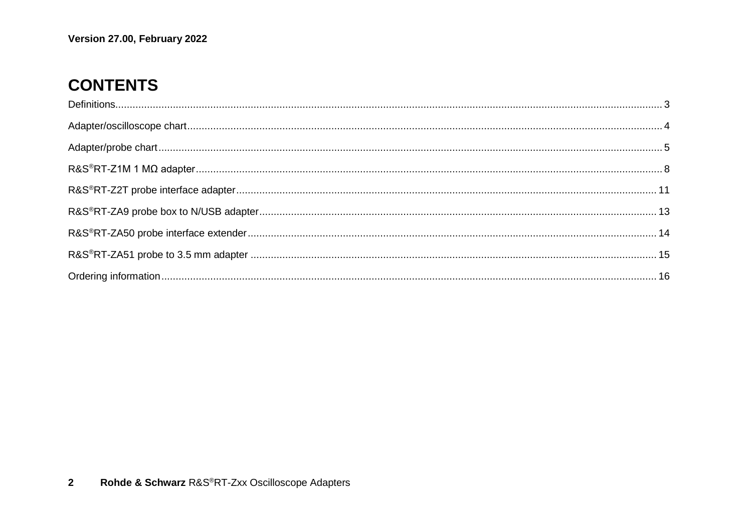Version 27.00, February 2022

# CONTENTS

Definitions.................................................................................................................................................................... 3

Adapter/oscilloscope chart............................................................................................................................................. 4

Adapter/probe chart....................................................................................................................................................... 5

R&S®RT-Z1M 1 MΩ adapter......................................................................................................................................... 8

R&S®RT-Z2T probe interface adapter.......................................................................................................................... 11

R&S®RT-ZA9 probe box to N/USB adapter.................................................................................................................. 13

R&S®RT-ZA50 probe interface extender...................................................................................................................... 14

R&S®RT-ZA51 probe to 3.5 mm adapter ..................................................................................................................... 15

Ordering information.................................................................................................................................................... 16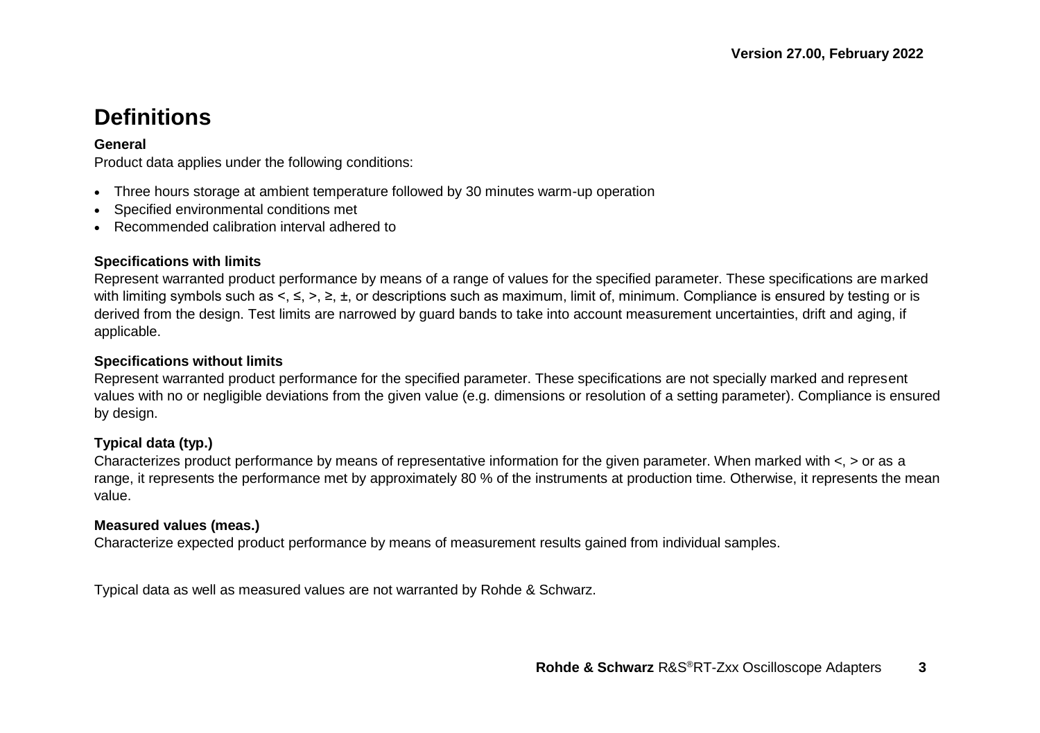# Definitions

### General

Product data applies under the following conditions:

- Three hours storage at ambient temperature followed by 30 minutes warm-up operation
- Specified environmental conditions met
- Recommended calibration interval adhered to

### Specifications with limits

Represent warranted product performance by means of a range of values for the specified parameter. These specifications are marked with limiting symbols such as <, ≤, >, ≥, ±, or descriptions such as maximum, limit of, minimum. Compliance is ensured by testing or is derived from the design. Test limits are narrowed by guard bands to take into account measurement uncertainties, drift and aging, if applicable.

### Specifications without limits

Represent warranted product performance for the specified parameter. These specifications are not specially marked and represent values with no or negligible deviations from the given value (e.g. dimensions or resolution of a setting parameter). Compliance is ensured by design.

### Typical data (typ.)

Characterizes product performance by means of representative information for the given parameter. When marked with <, > or as a range, it represents the performance met by approximately 80 % of the instruments at production time. Otherwise, it represents the mean value.

### Measured values (meas.)

Characterize expected product performance by means of measurement results gained from individual samples.

Typical data as well as measured values are not warranted by Rohde & Schwarz.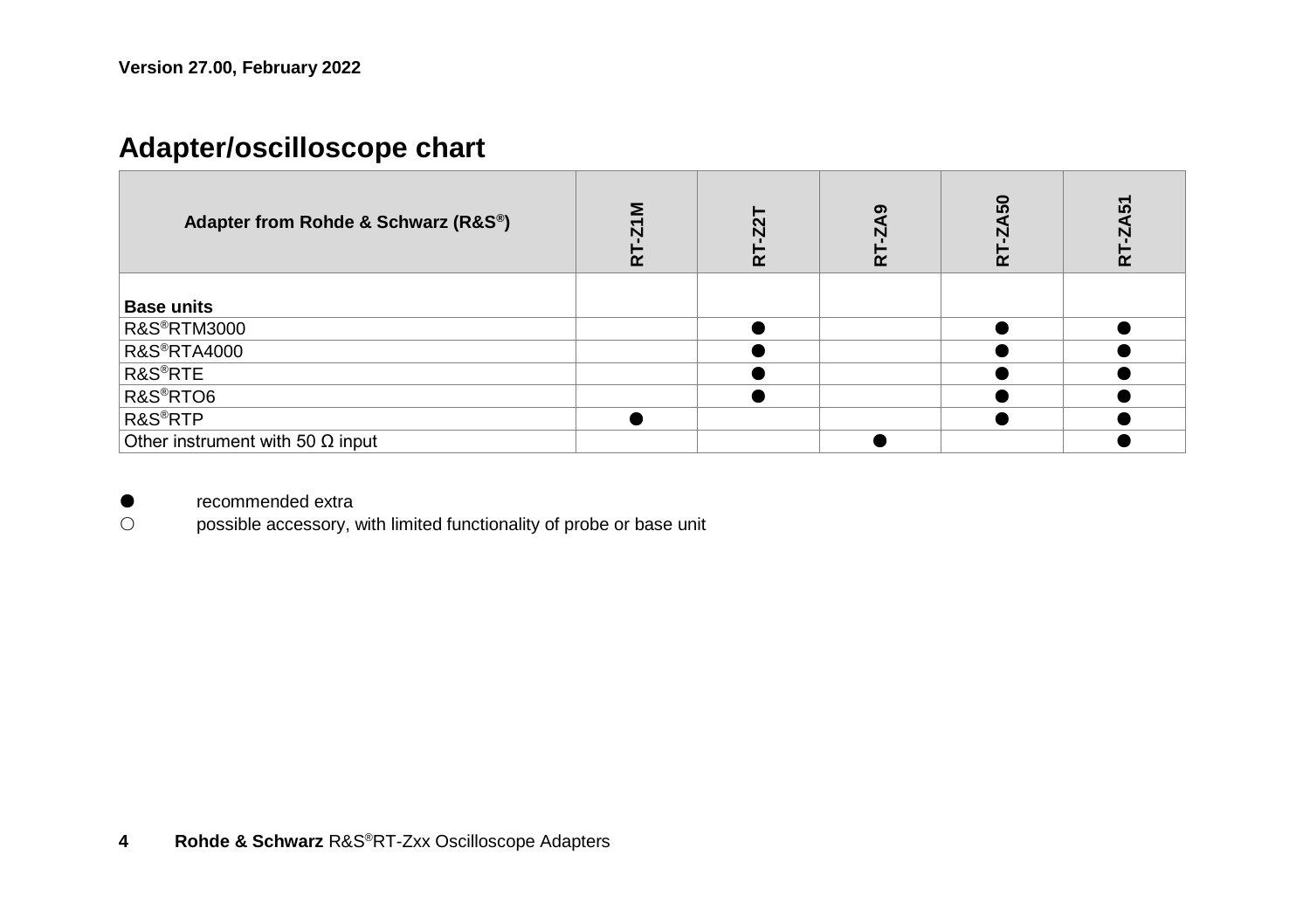Version 27.00, February 2022

## Adapter/oscilloscope chart

| Adapter from Rohde & Schwarz (R&S®) | RT-Z1M | RT-Z2T | RT-ZA9 | RT-ZA50 | RT-ZA51 |
|---|---|---|---|---|---|
| **Base units** | | | | | |
| R&S®RTM3000 | | ● | | ● | ● |
| R&S®RTA4000 | | ● | | ● | ● |
| R&S®RTE | | ● | | ● | ● |
| R&S®RTO6 | | ● | | ● | ● |
| R&S®RTP | ● | | | ● | ● |
| Other instrument with 50 Ω input | | | ● | | ● |

● recommended extra

○ possible accessory, with limited functionality of probe or base unit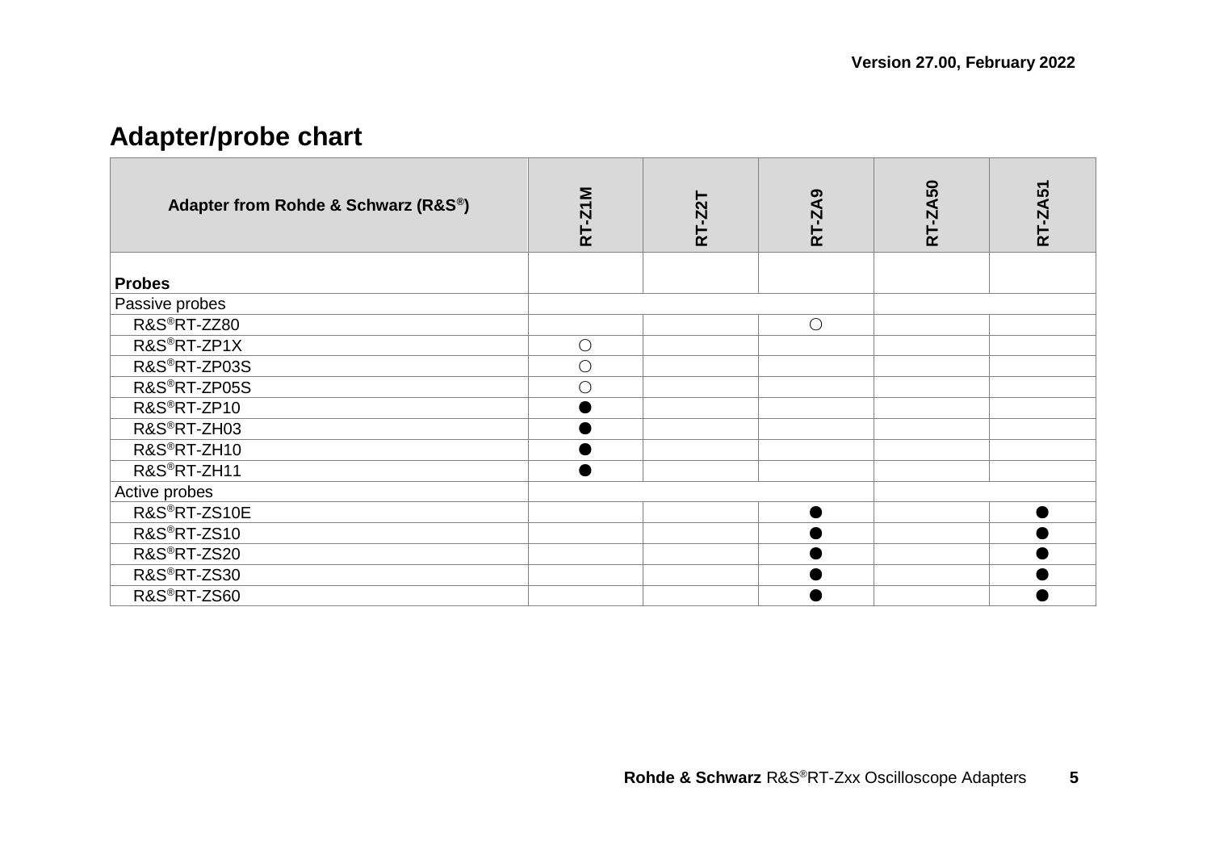# Adapter/probe chart

| Adapter from Rohde & Schwarz (R&S®) | RT-Z1M | RT-Z2T | RT-ZA9 | RT-ZA50 | RT-ZA51 |
|---|---|---|---|---|---|
| **Probes** | | | | | |
| Passive probes | | | | | |
| R&S®RT-ZZ80 | | | ○ | | |
| R&S®RT-ZP1X | ○ | | | | |
| R&S®RT-ZP03S | ○ | | | | |
| R&S®RT-ZP05S | ○ | | | | |
| R&S®RT-ZP10 | ● | | | | |
| R&S®RT-ZH03 | ● | | | | |
| R&S®RT-ZH10 | ● | | | | |
| R&S®RT-ZH11 | ● | | | | |
| Active probes | | | | | |
| R&S®RT-ZS10E | | | ● | | ● |
| R&S®RT-ZS10 | | | ● | | ● |
| R&S®RT-ZS20 | | | ● | | ● |
| R&S®RT-ZS30 | | | ● | | ● |
| R&S®RT-ZS60 | | | ● | | ● |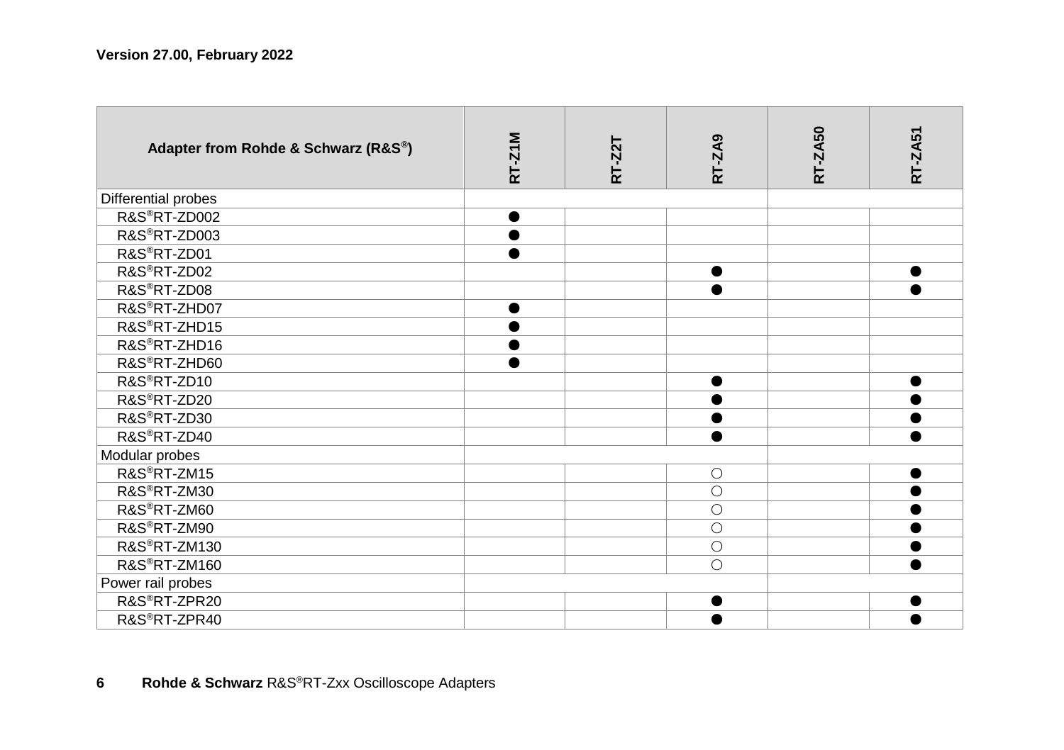**Version 27.00, February 2022**

| Adapter from Rohde & Schwarz (R&S®) | RT-Z1M | RT-Z2T | RT-ZA9 | RT-ZA50 | RT-ZA51 |
|---|---|---|---|---|---|
| Differential probes | | | | | |
| R&S®RT-ZD002 | ● | | | | |
| R&S®RT-ZD003 | ● | | | | |
| R&S®RT-ZD01 | ● | | | | |
| R&S®RT-ZD02 | | | ● | | ● |
| R&S®RT-ZD08 | | | ● | | ● |
| R&S®RT-ZHD07 | ● | | | | |
| R&S®RT-ZHD15 | ● | | | | |
| R&S®RT-ZHD16 | ● | | | | |
| R&S®RT-ZHD60 | ● | | | | |
| R&S®RT-ZD10 | | | ● | | ● |
| R&S®RT-ZD20 | | | ● | | ● |
| R&S®RT-ZD30 | | | ● | | ● |
| R&S®RT-ZD40 | | | ● | | ● |
| Modular probes | | | | | |
| R&S®RT-ZM15 | | | ○ | | ● |
| R&S®RT-ZM30 | | | ○ | | ● |
| R&S®RT-ZM60 | | | ○ | | ● |
| R&S®RT-ZM90 | | | ○ | | ● |
| R&S®RT-ZM130 | | | ○ | | ● |
| R&S®RT-ZM160 | | | ○ | | ● |
| Power rail probes | | | | | |
| R&S®RT-ZPR20 | | | ● | | ● |
| R&S®RT-ZPR40 | | | ● | | ● |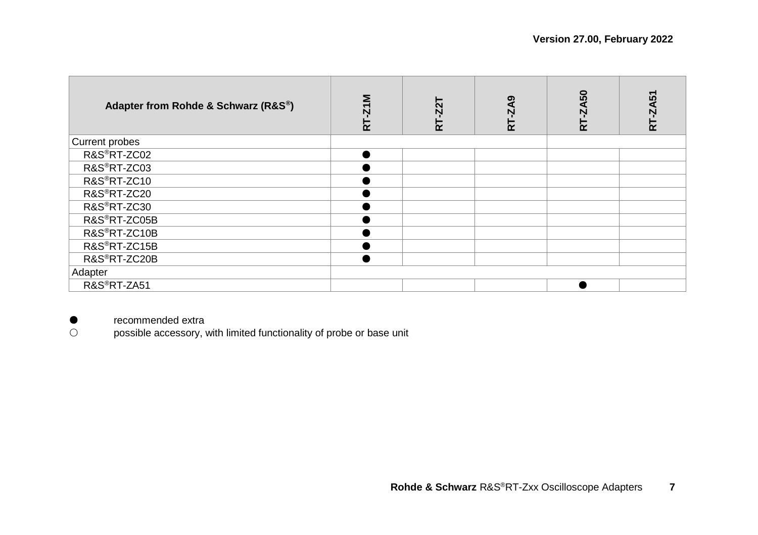Version 27.00, February 2022

| Adapter from Rohde & Schwarz (R&S®) | RT-Z1M | RT-Z2T | RT-ZA9 | RT-ZA50 | RT-ZA51 |
|---|---|---|---|---|---|
| Current probes | | | | | |
| R&S®RT-ZC02 | ● | | | | |
| R&S®RT-ZC03 | ● | | | | |
| R&S®RT-ZC10 | ● | | | | |
| R&S®RT-ZC20 | ● | | | | |
| R&S®RT-ZC30 | ● | | | | |
| R&S®RT-ZC05B | ● | | | | |
| R&S®RT-ZC10B | ● | | | | |
| R&S®RT-ZC15B | ● | | | | |
| R&S®RT-ZC20B | ● | | | | |
| Adapter | | | | | |
| R&S®RT-ZA51 | | | | ● | |

● recommended extra

○ possible accessory, with limited functionality of probe or base unit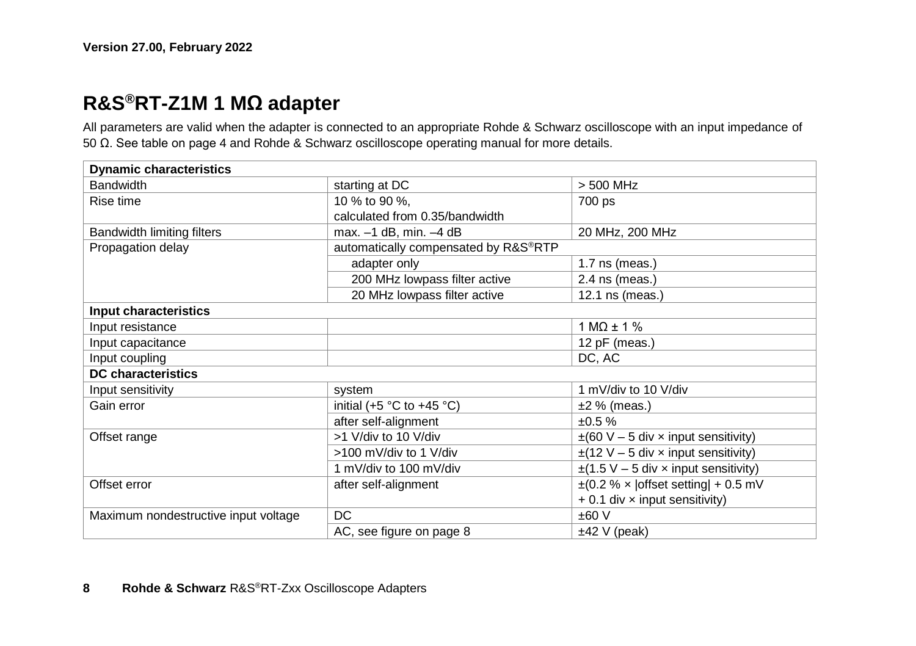Version 27.00, February 2022

# R&S®RT-Z1M 1 MΩ adapter

All parameters are valid when the adapter is connected to an appropriate Rohde & Schwarz oscilloscope with an input impedance of 50 Ω. See table on page 4 and Rohde & Schwarz oscilloscope operating manual for more details.

| **Dynamic characteristics** | | |
|---|---|---|
| Bandwidth | starting at DC | > 500 MHz |
| Rise time | 10 % to 90 %, calculated from 0.35/bandwidth | 700 ps |
| Bandwidth limiting filters | max. –1 dB, min. –4 dB | 20 MHz, 200 MHz |
| Propagation delay | automatically compensated by R&S®RTP | |
| | adapter only | 1.7 ns (meas.) |
| | 200 MHz lowpass filter active | 2.4 ns (meas.) |
| | 20 MHz lowpass filter active | 12.1 ns (meas.) |
| **Input characteristics** | | |
| Input resistance | | 1 MΩ ± 1 % |
| Input capacitance | | 12 pF (meas.) |
| Input coupling | | DC, AC |
| **DC characteristics** | | |
| Input sensitivity | system | 1 mV/div to 10 V/div |
| Gain error | initial (+5 °C to +45 °C) | ±2 % (meas.) |
| | after self-alignment | ±0.5 % |
| Offset range | >1 V/div to 10 V/div | ±(60 V – 5 div × input sensitivity) |
| | >100 mV/div to 1 V/div | ±(12 V – 5 div × input sensitivity) |
| | 1 mV/div to 100 mV/div | ±(1.5 V – 5 div × input sensitivity) |
| Offset error | after self-alignment | ±(0.2 % × \|offset setting\| + 0.5 mV + 0.1 div × input sensitivity) |
| Maximum nondestructive input voltage | DC | ±60 V |
| | AC, see figure on page 8 | ±42 V (peak) |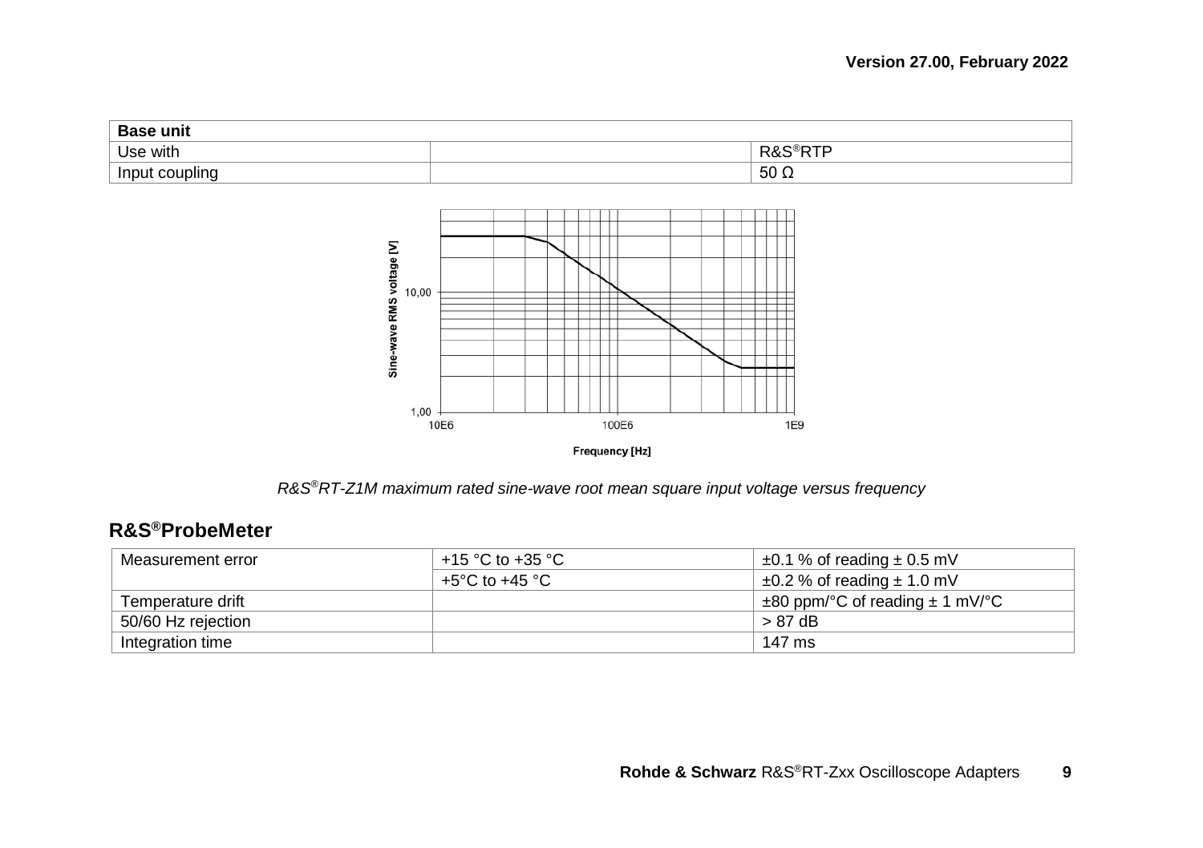| Base unit | | |
|---|---|---|
| Use with | | R&S®RTP |
| Input coupling | | 50 Ω |

*R&S®RT-Z1M maximum rated sine-wave root mean square input voltage versus frequency*

## R&S®ProbeMeter

| Measurement error | +15 °C to +35 °C | ±0.1 % of reading ± 0.5 mV |
|---|---|---|
| | +5°C to +45 °C | ±0.2 % of reading ± 1.0 mV |
| Temperature drift | | ±80 ppm/°C of reading ± 1 mV/°C |
| 50/60 Hz rejection | | > 87 dB |
| Integration time | | 147 ms |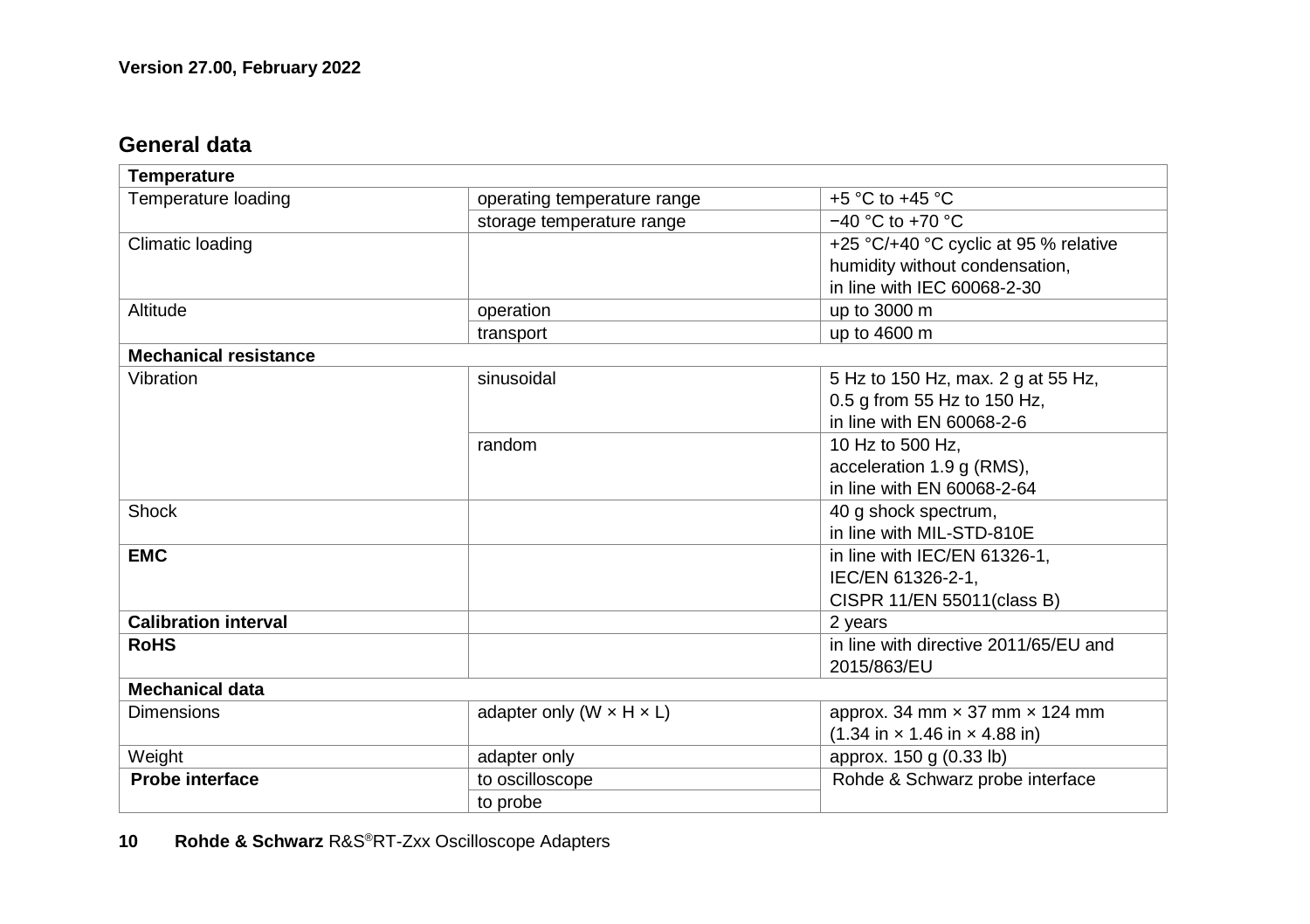## General data

| Temperature | | |
|---|---|---|
| Temperature loading | operating temperature range | +5 °C to +45 °C |
| | storage temperature range | −40 °C to +70 °C |
| Climatic loading | | +25 °C/+40 °C cyclic at 95 % relative humidity without condensation, in line with IEC 60068-2-30 |
| Altitude | operation | up to 3000 m |
| | transport | up to 4600 m |
| **Mechanical resistance** | | |
| Vibration | sinusoidal | 5 Hz to 150 Hz, max. 2 g at 55 Hz, 0.5 g from 55 Hz to 150 Hz, in line with EN 60068-2-6 |
| | random | 10 Hz to 500 Hz, acceleration 1.9 g (RMS), in line with EN 60068-2-64 |
| Shock | | 40 g shock spectrum, in line with MIL-STD-810E |
| **EMC** | | in line with IEC/EN 61326-1, IEC/EN 61326-2-1, CISPR 11/EN 55011(class B) |
| **Calibration interval** | | 2 years |
| **RoHS** | | in line with directive 2011/65/EU and 2015/863/EU |
| **Mechanical data** | | |
| Dimensions | adapter only (W × H × L) | approx. 34 mm × 37 mm × 124 mm (1.34 in × 1.46 in × 4.88 in) |
| Weight | adapter only | approx. 150 g (0.33 lb) |
| **Probe interface** | to oscilloscope | Rohde & Schwarz probe interface |
| | to probe | |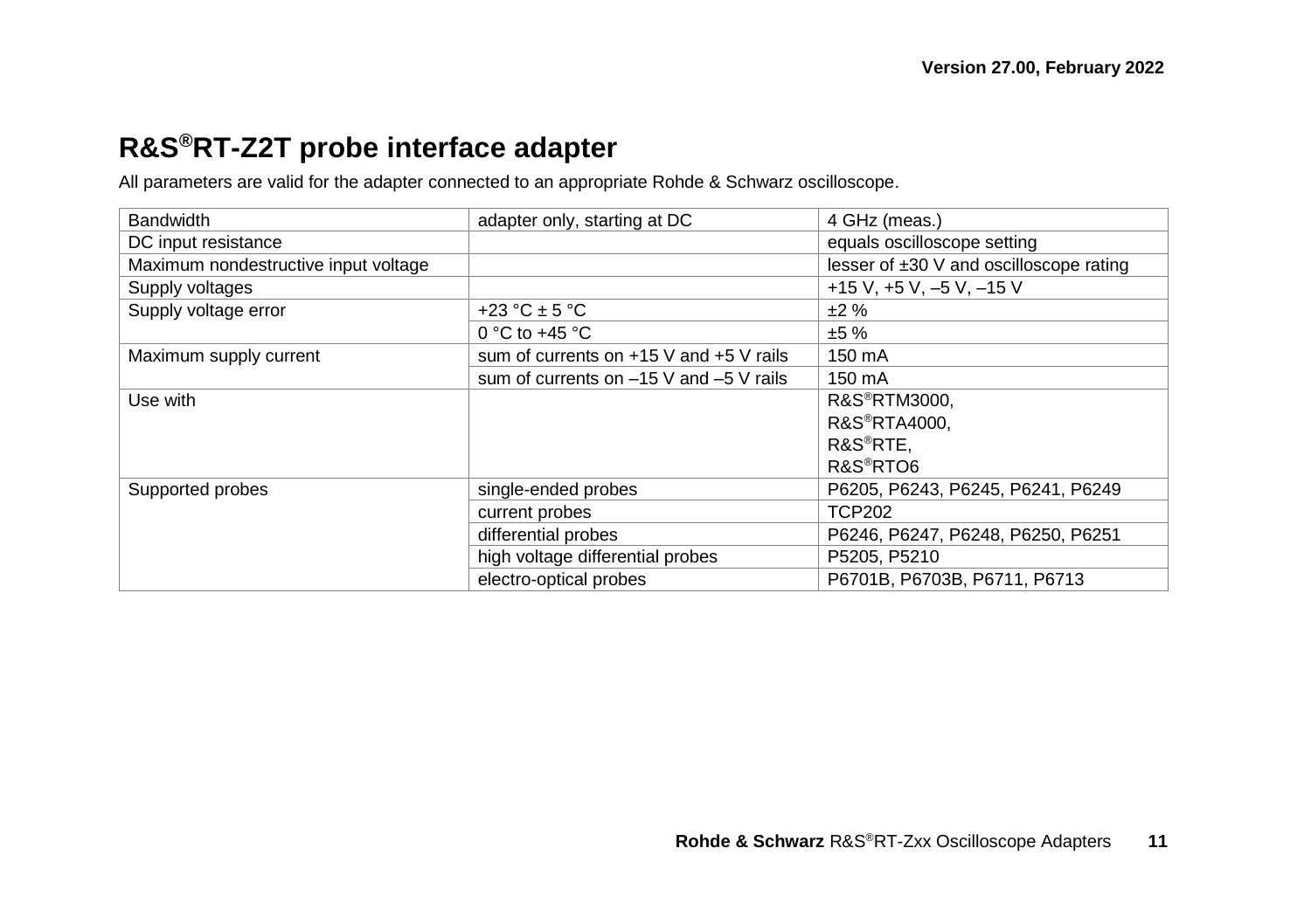## R&S®RT-Z2T probe interface adapter

All parameters are valid for the adapter connected to an appropriate Rohde & Schwarz oscilloscope.

| | | |
|---|---|---|
| Bandwidth | adapter only, starting at DC | 4 GHz (meas.) |
| DC input resistance | | equals oscilloscope setting |
| Maximum nondestructive input voltage | | lesser of ±30 V and oscilloscope rating |
| Supply voltages | | +15 V, +5 V, –5 V, –15 V |
| Supply voltage error | +23 °C ± 5 °C | ±2 % |
| | 0 °C to +45 °C | ±5 % |
| Maximum supply current | sum of currents on +15 V and +5 V rails | 150 mA |
| | sum of currents on –15 V and –5 V rails | 150 mA |
| Use with | | R&S®RTM3000, R&S®RTA4000, R&S®RTE, R&S®RTO6 |
| Supported probes | single-ended probes | P6205, P6243, P6245, P6241, P6249 |
| | current probes | TCP202 |
| | differential probes | P6246, P6247, P6248, P6250, P6251 |
| | high voltage differential probes | P5205, P5210 |
| | electro-optical probes | P6701B, P6703B, P6711, P6713 |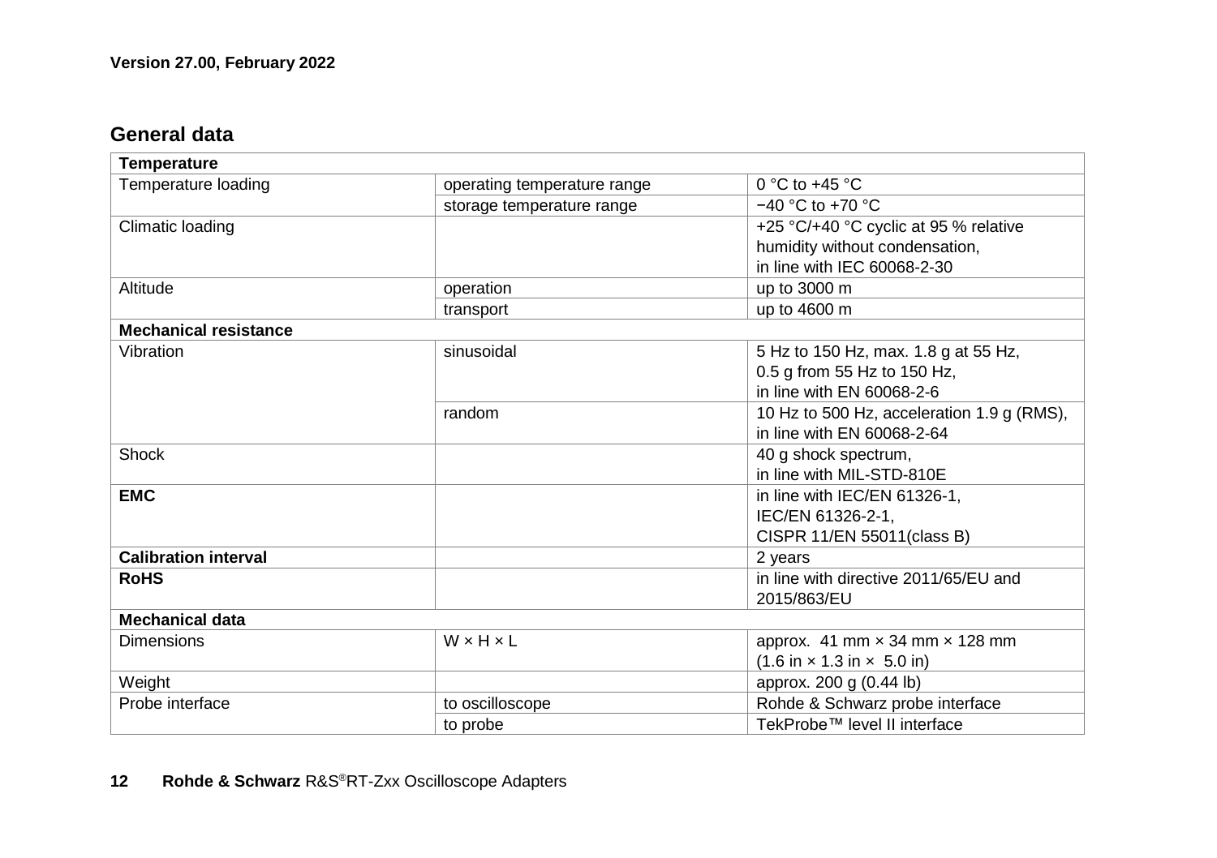## General data

| Temperature | | |
|---|---|---|
| Temperature loading | operating temperature range | 0 °C to +45 °C |
| | storage temperature range | −40 °C to +70 °C |
| Climatic loading | | +25 °C/+40 °C cyclic at 95 % relative humidity without condensation, in line with IEC 60068-2-30 |
| Altitude | operation | up to 3000 m |
| | transport | up to 4600 m |
| **Mechanical resistance** | | |
| Vibration | sinusoidal | 5 Hz to 150 Hz, max. 1.8 g at 55 Hz, 0.5 g from 55 Hz to 150 Hz, in line with EN 60068-2-6 |
| | random | 10 Hz to 500 Hz, acceleration 1.9 g (RMS), in line with EN 60068-2-64 |
| Shock | | 40 g shock spectrum, in line with MIL-STD-810E |
| **EMC** | | in line with IEC/EN 61326-1, IEC/EN 61326-2-1, CISPR 11/EN 55011(class B) |
| **Calibration interval** | | 2 years |
| **RoHS** | | in line with directive 2011/65/EU and 2015/863/EU |
| **Mechanical data** | | |
| Dimensions | W × H × L | approx. 41 mm × 34 mm × 128 mm (1.6 in × 1.3 in × 5.0 in) |
| Weight | | approx. 200 g (0.44 lb) |
| Probe interface | to oscilloscope | Rohde & Schwarz probe interface |
| | to probe | TekProbe™ level II interface |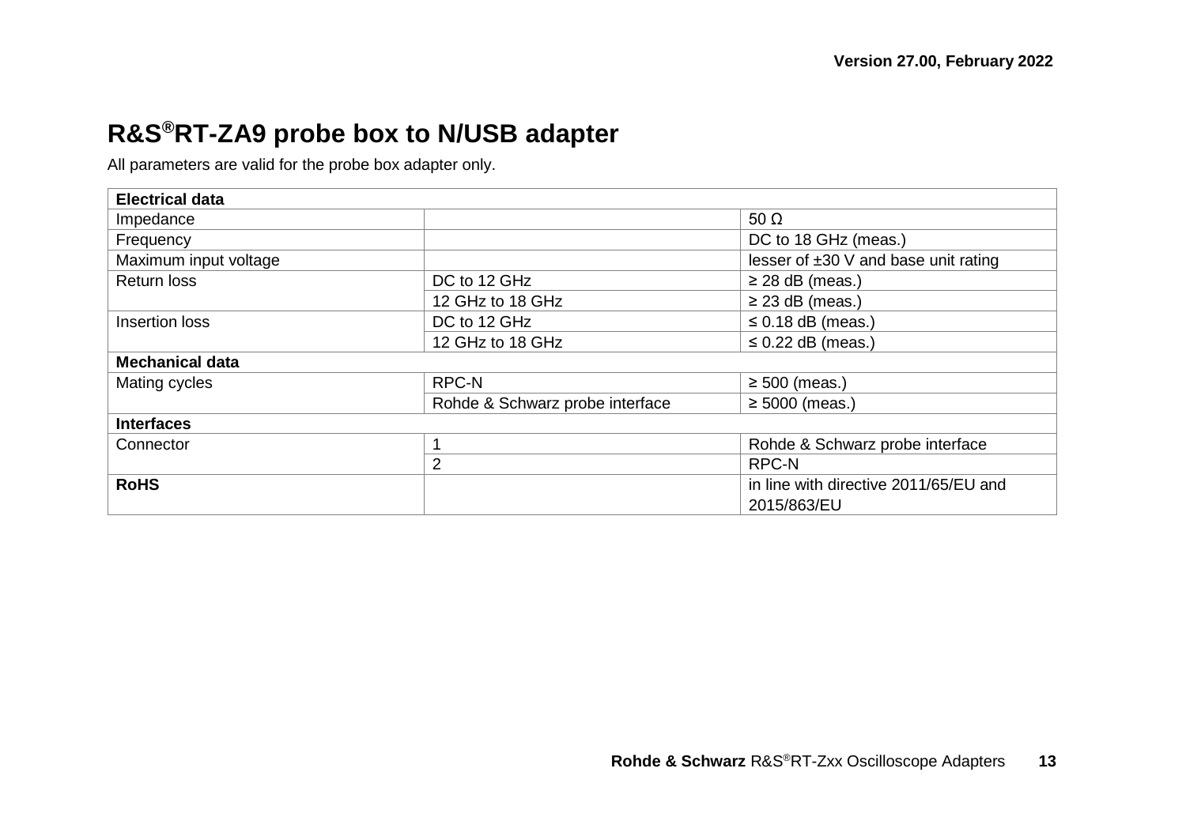# R&S®RT-ZA9 probe box to N/USB adapter

All parameters are valid for the probe box adapter only.

| **Electrical data** | | |
|---|---|---|
| Impedance | | 50 Ω |
| Frequency | | DC to 18 GHz (meas.) |
| Maximum input voltage | | lesser of ±30 V and base unit rating |
| Return loss | DC to 12 GHz | ≥ 28 dB (meas.) |
| | 12 GHz to 18 GHz | ≥ 23 dB (meas.) |
| Insertion loss | DC to 12 GHz | ≤ 0.18 dB (meas.) |
| | 12 GHz to 18 GHz | ≤ 0.22 dB (meas.) |
| **Mechanical data** | | |
| Mating cycles | RPC-N | ≥ 500 (meas.) |
| | Rohde & Schwarz probe interface | ≥ 5000 (meas.) |
| **Interfaces** | | |
| Connector | 1 | Rohde & Schwarz probe interface |
| | 2 | RPC-N |
| **RoHS** | | in line with directive 2011/65/EU and 2015/863/EU |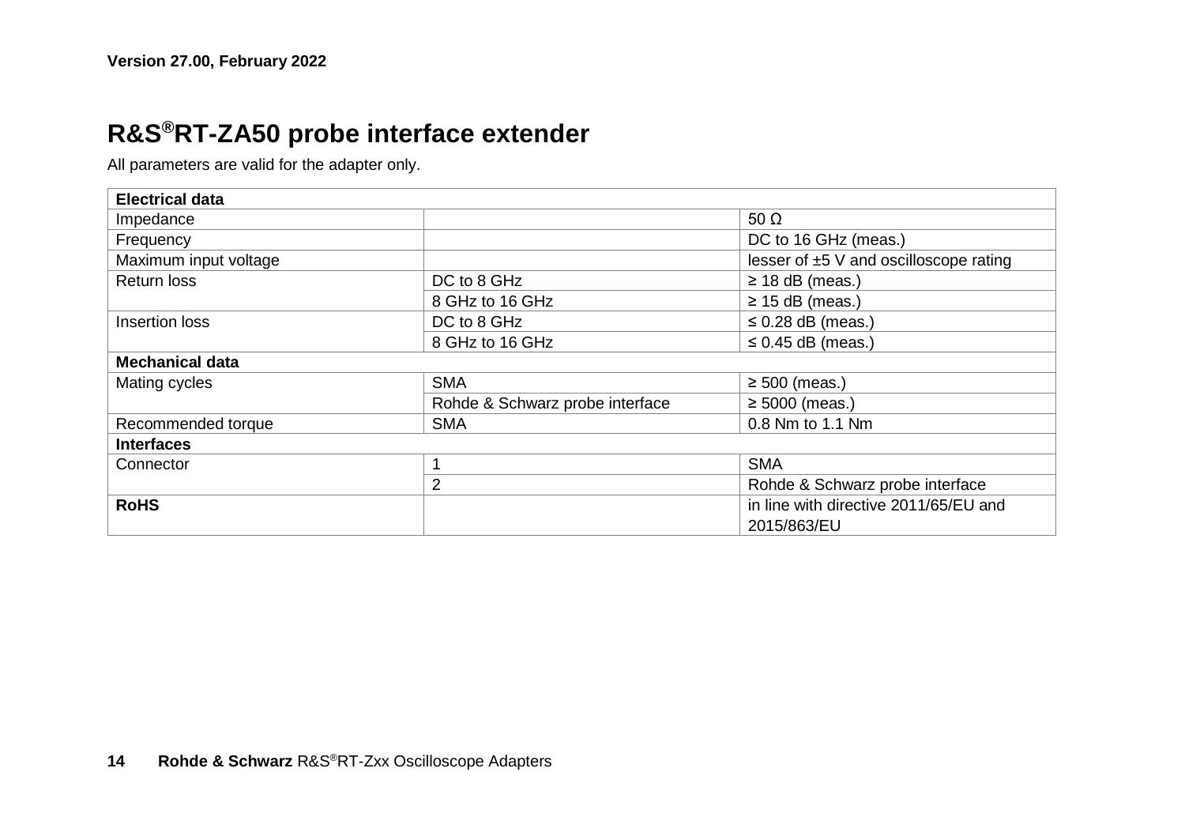Version 27.00, February 2022

# R&S®RT-ZA50 probe interface extender

All parameters are valid for the adapter only.

| **Electrical data** | | |
|---|---|---|
| Impedance | | 50 Ω |
| Frequency | | DC to 16 GHz (meas.) |
| Maximum input voltage | | lesser of ±5 V and oscilloscope rating |
| Return loss | DC to 8 GHz | ≥ 18 dB (meas.) |
| | 8 GHz to 16 GHz | ≥ 15 dB (meas.) |
| Insertion loss | DC to 8 GHz | ≤ 0.28 dB (meas.) |
| | 8 GHz to 16 GHz | ≤ 0.45 dB (meas.) |
| **Mechanical data** | | |
| Mating cycles | SMA | ≥ 500 (meas.) |
| | Rohde & Schwarz probe interface | ≥ 5000 (meas.) |
| Recommended torque | SMA | 0.8 Nm to 1.1 Nm |
| **Interfaces** | | |
| Connector | 1 | SMA |
| | 2 | Rohde & Schwarz probe interface |
| **RoHS** | | in line with directive 2011/65/EU and 2015/863/EU |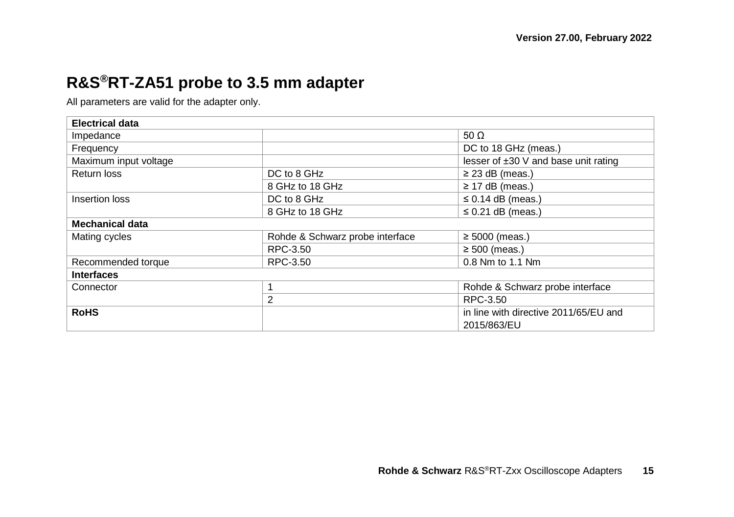# R&S®RT-ZA51 probe to 3.5 mm adapter

All parameters are valid for the adapter only.

| **Electrical data** | | |
|---|---|---|
| Impedance | | 50 Ω |
| Frequency | | DC to 18 GHz (meas.) |
| Maximum input voltage | | lesser of ±30 V and base unit rating |
| Return loss | DC to 8 GHz | ≥ 23 dB (meas.) |
| | 8 GHz to 18 GHz | ≥ 17 dB (meas.) |
| Insertion loss | DC to 8 GHz | ≤ 0.14 dB (meas.) |
| | 8 GHz to 18 GHz | ≤ 0.21 dB (meas.) |
| **Mechanical data** | | |
| Mating cycles | Rohde & Schwarz probe interface | ≥ 5000 (meas.) |
| | RPC-3.50 | ≥ 500 (meas.) |
| Recommended torque | RPC-3.50 | 0.8 Nm to 1.1 Nm |
| **Interfaces** | | |
| Connector | 1 | Rohde & Schwarz probe interface |
| | 2 | RPC-3.50 |
| **RoHS** | | in line with directive 2011/65/EU and 2015/863/EU |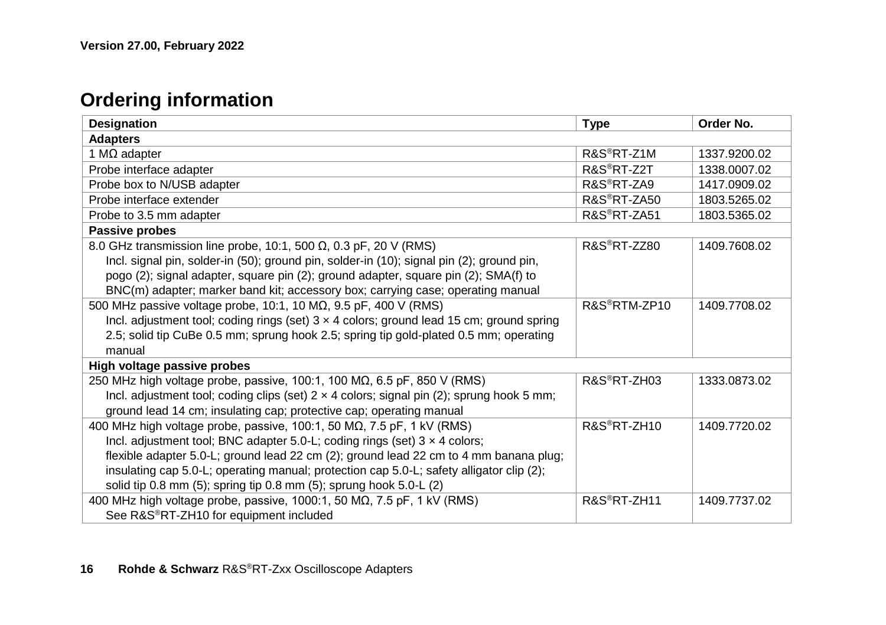Version 27.00, February 2022

# Ordering information

| Designation | Type | Order No. |
|---|---|---|
| **Adapters** | | |
| 1 MΩ adapter | R&S®RT-Z1M | 1337.9200.02 |
| Probe interface adapter | R&S®RT-Z2T | 1338.0007.02 |
| Probe box to N/USB adapter | R&S®RT-ZA9 | 1417.0909.02 |
| Probe interface extender | R&S®RT-ZA50 | 1803.5265.02 |
| Probe to 3.5 mm adapter | R&S®RT-ZA51 | 1803.5365.02 |
| **Passive probes** | | |
| 8.0 GHz transmission line probe, 10:1, 500 Ω, 0.3 pF, 20 V (RMS)<br>Incl. signal pin, solder-in (50); ground pin, solder-in (10); signal pin (2); ground pin, pogo (2); signal adapter, square pin (2); ground adapter, square pin (2); SMA(f) to BNC(m) adapter; marker band kit; accessory box; carrying case; operating manual | R&S®RT-ZZ80 | 1409.7608.02 |
| 500 MHz passive voltage probe, 10:1, 10 MΩ, 9.5 pF, 400 V (RMS)<br>Incl. adjustment tool; coding rings (set) 3 × 4 colors; ground lead 15 cm; ground spring 2.5; solid tip CuBe 0.5 mm; sprung hook 2.5; spring tip gold-plated 0.5 mm; operating manual | R&S®RTM-ZP10 | 1409.7708.02 |
| **High voltage passive probes** | | |
| 250 MHz high voltage probe, passive, 100:1, 100 MΩ, 6.5 pF, 850 V (RMS)<br>Incl. adjustment tool; coding clips (set) 2 × 4 colors; signal pin (2); sprung hook 5 mm; ground lead 14 cm; insulating cap; protective cap; operating manual | R&S®RT-ZH03 | 1333.0873.02 |
| 400 MHz high voltage probe, passive, 100:1, 50 MΩ, 7.5 pF, 1 kV (RMS)<br>Incl. adjustment tool; BNC adapter 5.0-L; coding rings (set) 3 × 4 colors; flexible adapter 5.0-L; ground lead 22 cm (2); ground lead 22 cm to 4 mm banana plug; insulating cap 5.0-L; operating manual; protection cap 5.0-L; safety alligator clip (2); solid tip 0.8 mm (5); spring tip 0.8 mm (5); sprung hook 5.0-L (2) | R&S®RT-ZH10 | 1409.7720.02 |
| 400 MHz high voltage probe, passive, 1000:1, 50 MΩ, 7.5 pF, 1 kV (RMS)<br>See R&S®RT-ZH10 for equipment included | R&S®RT-ZH11 | 1409.7737.02 |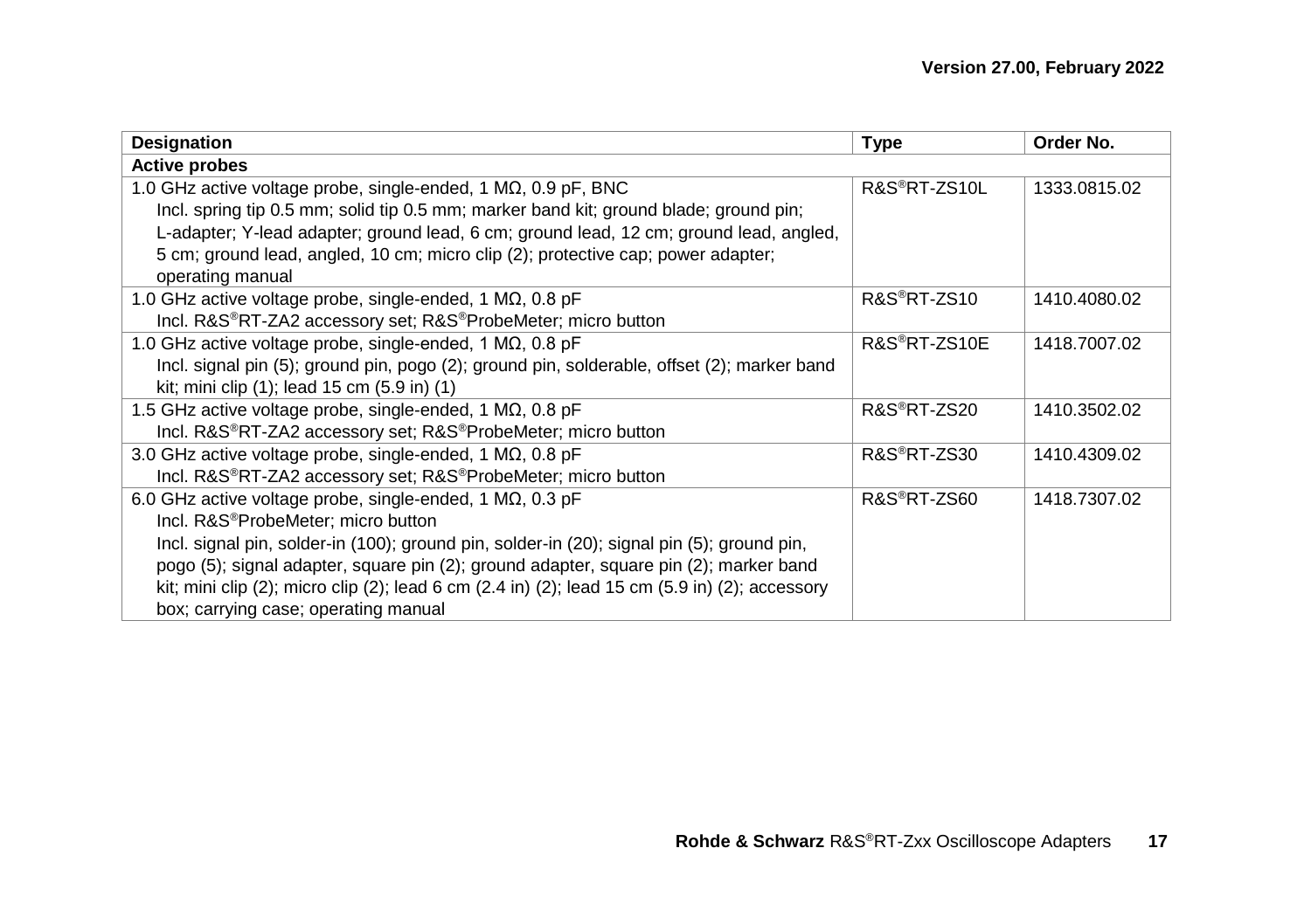| Designation | Type | Order No. |
|---|---|---|
| **Active probes** | | |
| 1.0 GHz active voltage probe, single-ended, 1 MΩ, 0.9 pF, BNC<br>Incl. spring tip 0.5 mm; solid tip 0.5 mm; marker band kit; ground blade; ground pin; L-adapter; Y-lead adapter; ground lead, 6 cm; ground lead, 12 cm; ground lead, angled, 5 cm; ground lead, angled, 10 cm; micro clip (2); protective cap; power adapter; operating manual | R&S®RT-ZS10L | 1333.0815.02 |
| 1.0 GHz active voltage probe, single-ended, 1 MΩ, 0.8 pF<br>Incl. R&S®RT-ZA2 accessory set; R&S®ProbeMeter; micro button | R&S®RT-ZS10 | 1410.4080.02 |
| 1.0 GHz active voltage probe, single-ended, 1 MΩ, 0.8 pF<br>Incl. signal pin (5); ground pin, pogo (2); ground pin, solderable, offset (2); marker band kit; mini clip (1); lead 15 cm (5.9 in) (1) | R&S®RT-ZS10E | 1418.7007.02 |
| 1.5 GHz active voltage probe, single-ended, 1 MΩ, 0.8 pF<br>Incl. R&S®RT-ZA2 accessory set; R&S®ProbeMeter; micro button | R&S®RT-ZS20 | 1410.3502.02 |
| 3.0 GHz active voltage probe, single-ended, 1 MΩ, 0.8 pF<br>Incl. R&S®RT-ZA2 accessory set; R&S®ProbeMeter; micro button | R&S®RT-ZS30 | 1410.4309.02 |
| 6.0 GHz active voltage probe, single-ended, 1 MΩ, 0.3 pF<br>Incl. R&S®ProbeMeter; micro button<br>Incl. signal pin, solder-in (100); ground pin, solder-in (20); signal pin (5); ground pin, pogo (5); signal adapter, square pin (2); ground adapter, square pin (2); marker band kit; mini clip (2); micro clip (2); lead 6 cm (2.4 in) (2); lead 15 cm (5.9 in) (2); accessory box; carrying case; operating manual | R&S®RT-ZS60 | 1418.7307.02 |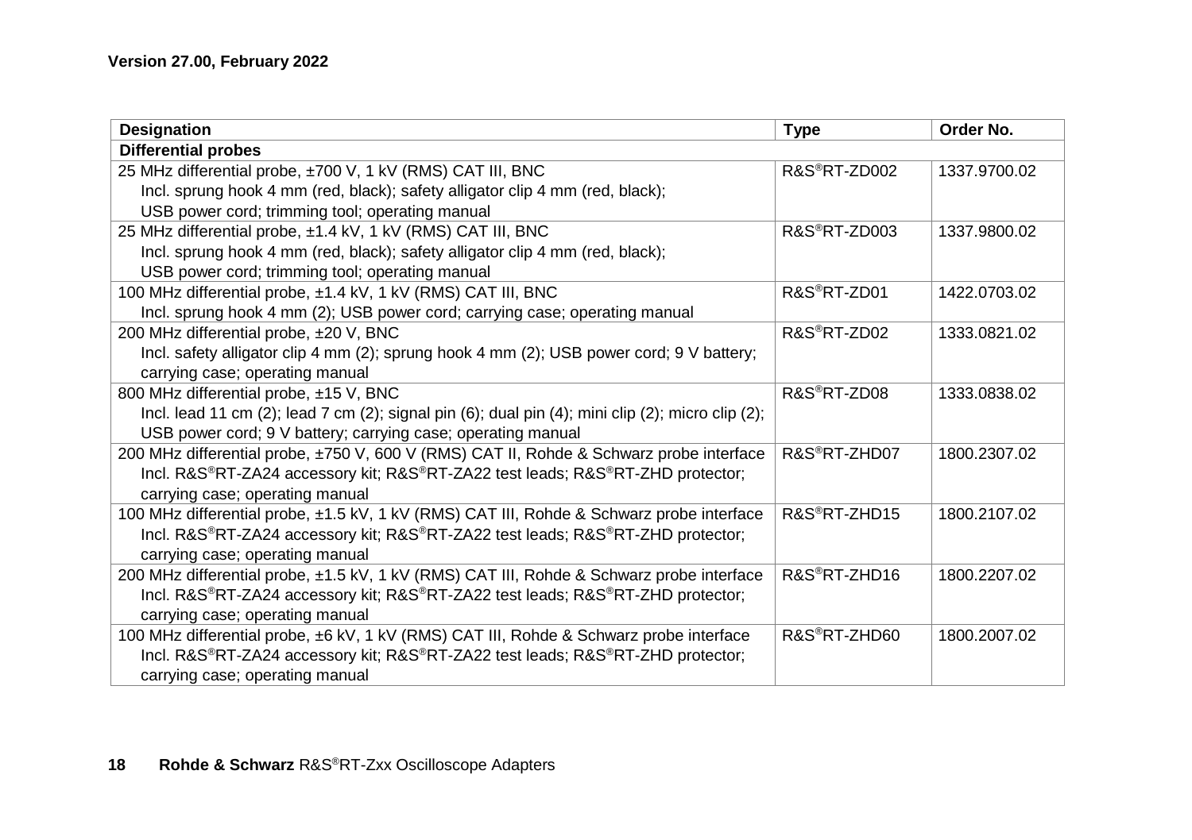**Version 27.00, February 2022**

| Designation | Type | Order No. |
| --- | --- | --- |
| **Differential probes** | | |
| 25 MHz differential probe, ±700 V, 1 kV (RMS) CAT III, BNC<br>Incl. sprung hook 4 mm (red, black); safety alligator clip 4 mm (red, black); USB power cord; trimming tool; operating manual | R&S®RT-ZD002 | 1337.9700.02 |
| 25 MHz differential probe, ±1.4 kV, 1 kV (RMS) CAT III, BNC<br>Incl. sprung hook 4 mm (red, black); safety alligator clip 4 mm (red, black); USB power cord; trimming tool; operating manual | R&S®RT-ZD003 | 1337.9800.02 |
| 100 MHz differential probe, ±1.4 kV, 1 kV (RMS) CAT III, BNC<br>Incl. sprung hook 4 mm (2); USB power cord; carrying case; operating manual | R&S®RT-ZD01 | 1422.0703.02 |
| 200 MHz differential probe, ±20 V, BNC<br>Incl. safety alligator clip 4 mm (2); sprung hook 4 mm (2); USB power cord; 9 V battery; carrying case; operating manual | R&S®RT-ZD02 | 1333.0821.02 |
| 800 MHz differential probe, ±15 V, BNC<br>Incl. lead 11 cm (2); lead 7 cm (2); signal pin (6); dual pin (4); mini clip (2); micro clip (2); USB power cord; 9 V battery; carrying case; operating manual | R&S®RT-ZD08 | 1333.0838.02 |
| 200 MHz differential probe, ±750 V, 600 V (RMS) CAT II, Rohde & Schwarz probe interface<br>Incl. R&S®RT-ZA24 accessory kit; R&S®RT-ZA22 test leads; R&S®RT-ZHD protector; carrying case; operating manual | R&S®RT-ZHD07 | 1800.2307.02 |
| 100 MHz differential probe, ±1.5 kV, 1 kV (RMS) CAT III, Rohde & Schwarz probe interface<br>Incl. R&S®RT-ZA24 accessory kit; R&S®RT-ZA22 test leads; R&S®RT-ZHD protector; carrying case; operating manual | R&S®RT-ZHD15 | 1800.2107.02 |
| 200 MHz differential probe, ±1.5 kV, 1 kV (RMS) CAT III, Rohde & Schwarz probe interface<br>Incl. R&S®RT-ZA24 accessory kit; R&S®RT-ZA22 test leads; R&S®RT-ZHD protector; carrying case; operating manual | R&S®RT-ZHD16 | 1800.2207.02 |
| 100 MHz differential probe, ±6 kV, 1 kV (RMS) CAT III, Rohde & Schwarz probe interface<br>Incl. R&S®RT-ZA24 accessory kit; R&S®RT-ZA22 test leads; R&S®RT-ZHD protector; carrying case; operating manual | R&S®RT-ZHD60 | 1800.2007.02 |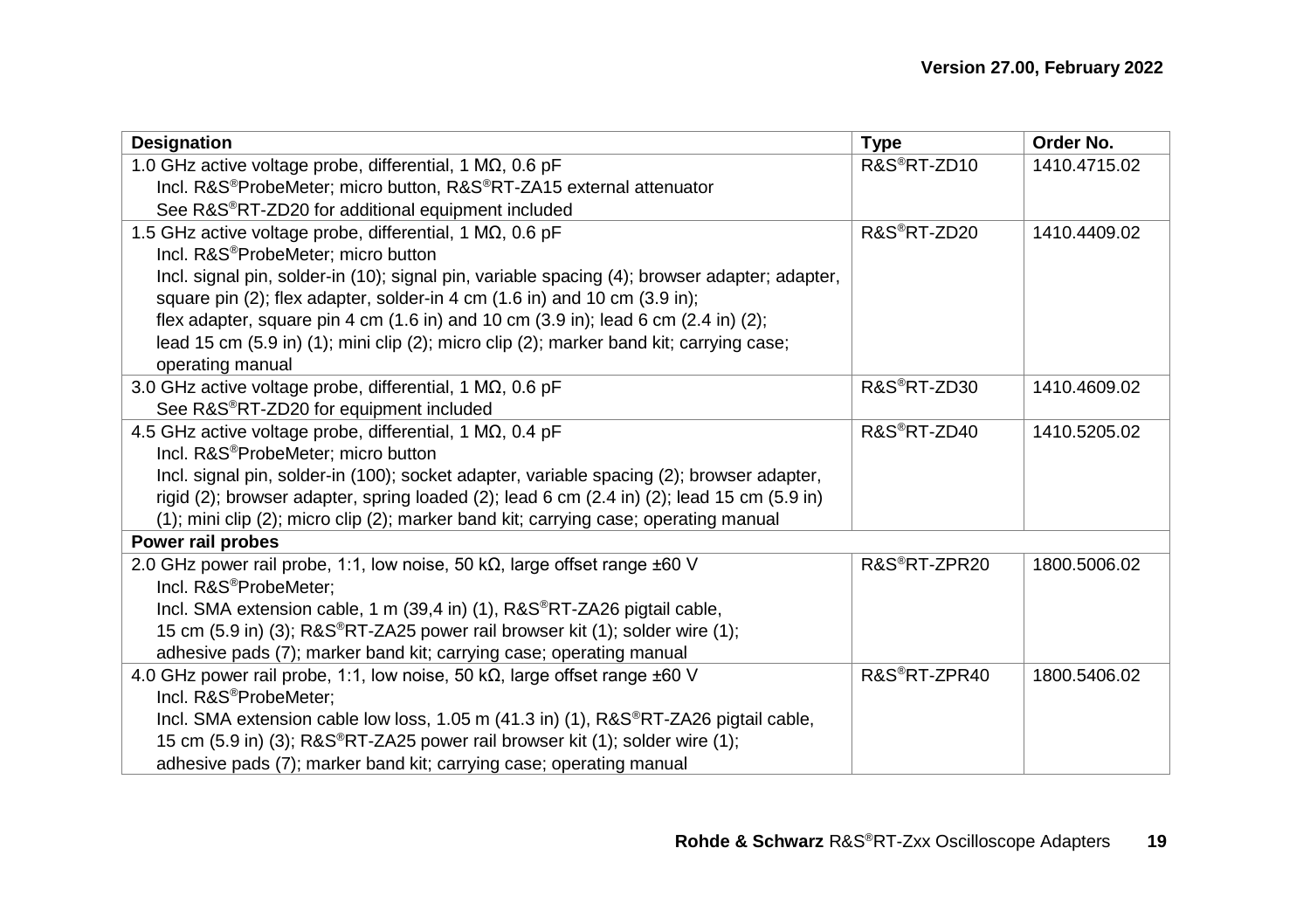| Designation | Type | Order No. |
|---|---|---|
| 1.0 GHz active voltage probe, differential, 1 MΩ, 0.6 pF<br>Incl. R&S®ProbeMeter; micro button, R&S®RT-ZA15 external attenuator<br>See R&S®RT-ZD20 for additional equipment included | R&S®RT-ZD10 | 1410.4715.02 |
| 1.5 GHz active voltage probe, differential, 1 MΩ, 0.6 pF<br>Incl. R&S®ProbeMeter; micro button<br>Incl. signal pin, solder-in (10); signal pin, variable spacing (4); browser adapter; adapter, square pin (2); flex adapter, solder-in 4 cm (1.6 in) and 10 cm (3.9 in); flex adapter, square pin 4 cm (1.6 in) and 10 cm (3.9 in); lead 6 cm (2.4 in) (2); lead 15 cm (5.9 in) (1); mini clip (2); micro clip (2); marker band kit; carrying case; operating manual | R&S®RT-ZD20 | 1410.4409.02 |
| 3.0 GHz active voltage probe, differential, 1 MΩ, 0.6 pF<br>See R&S®RT-ZD20 for equipment included | R&S®RT-ZD30 | 1410.4609.02 |
| 4.5 GHz active voltage probe, differential, 1 MΩ, 0.4 pF<br>Incl. R&S®ProbeMeter; micro button<br>Incl. signal pin, solder-in (100); socket adapter, variable spacing (2); browser adapter, rigid (2); browser adapter, spring loaded (2); lead 6 cm (2.4 in) (2); lead 15 cm (5.9 in) (1); mini clip (2); micro clip (2); marker band kit; carrying case; operating manual | R&S®RT-ZD40 | 1410.5205.02 |
| **Power rail probes** | | |
| 2.0 GHz power rail probe, 1:1, low noise, 50 kΩ, large offset range ±60 V<br>Incl. R&S®ProbeMeter;<br>Incl. SMA extension cable, 1 m (39,4 in) (1), R&S®RT-ZA26 pigtail cable, 15 cm (5.9 in) (3); R&S®RT-ZA25 power rail browser kit (1); solder wire (1); adhesive pads (7); marker band kit; carrying case; operating manual | R&S®RT-ZPR20 | 1800.5006.02 |
| 4.0 GHz power rail probe, 1:1, low noise, 50 kΩ, large offset range ±60 V<br>Incl. R&S®ProbeMeter;<br>Incl. SMA extension cable low loss, 1.05 m (41.3 in) (1), R&S®RT-ZA26 pigtail cable, 15 cm (5.9 in) (3); R&S®RT-ZA25 power rail browser kit (1); solder wire (1); adhesive pads (7); marker band kit; carrying case; operating manual | R&S®RT-ZPR40 | 1800.5406.02 |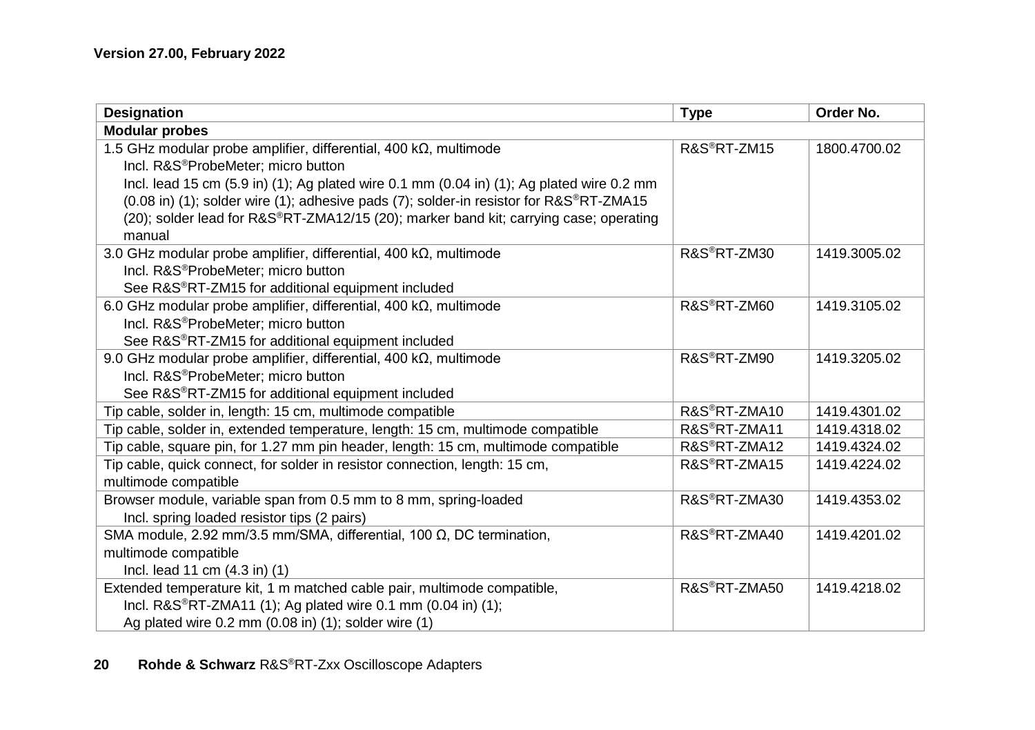**Version 27.00, February 2022**

| Designation | Type | Order No. |
|---|---|---|
| **Modular probes** | | |
| 1.5 GHz modular probe amplifier, differential, 400 kΩ, multimode<br>Incl. R&S®ProbeMeter; micro button<br>Incl. lead 15 cm (5.9 in) (1); Ag plated wire 0.1 mm (0.04 in) (1); Ag plated wire 0.2 mm (0.08 in) (1); solder wire (1); adhesive pads (7); solder-in resistor for R&S®RT-ZMA15 (20); solder lead for R&S®RT-ZMA12/15 (20); marker band kit; carrying case; operating manual | R&S®RT-ZM15 | 1800.4700.02 |
| 3.0 GHz modular probe amplifier, differential, 400 kΩ, multimode<br>Incl. R&S®ProbeMeter; micro button<br>See R&S®RT-ZM15 for additional equipment included | R&S®RT-ZM30 | 1419.3005.02 |
| 6.0 GHz modular probe amplifier, differential, 400 kΩ, multimode<br>Incl. R&S®ProbeMeter; micro button<br>See R&S®RT-ZM15 for additional equipment included | R&S®RT-ZM60 | 1419.3105.02 |
| 9.0 GHz modular probe amplifier, differential, 400 kΩ, multimode<br>Incl. R&S®ProbeMeter; micro button<br>See R&S®RT-ZM15 for additional equipment included | R&S®RT-ZM90 | 1419.3205.02 |
| Tip cable, solder in, length: 15 cm, multimode compatible | R&S®RT-ZMA10 | 1419.4301.02 |
| Tip cable, solder in, extended temperature, length: 15 cm, multimode compatible | R&S®RT-ZMA11 | 1419.4318.02 |
| Tip cable, square pin, for 1.27 mm pin header, length: 15 cm, multimode compatible | R&S®RT-ZMA12 | 1419.4324.02 |
| Tip cable, quick connect, for solder in resistor connection, length: 15 cm, multimode compatible | R&S®RT-ZMA15 | 1419.4224.02 |
| Browser module, variable span from 0.5 mm to 8 mm, spring-loaded<br>Incl. spring loaded resistor tips (2 pairs) | R&S®RT-ZMA30 | 1419.4353.02 |
| SMA module, 2.92 mm/3.5 mm/SMA, differential, 100 Ω, DC termination, multimode compatible<br>Incl. lead 11 cm (4.3 in) (1) | R&S®RT-ZMA40 | 1419.4201.02 |
| Extended temperature kit, 1 m matched cable pair, multimode compatible,<br>Incl. R&S®RT-ZMA11 (1); Ag plated wire 0.1 mm (0.04 in) (1);<br>Ag plated wire 0.2 mm (0.08 in) (1); solder wire (1) | R&S®RT-ZMA50 | 1419.4218.02 |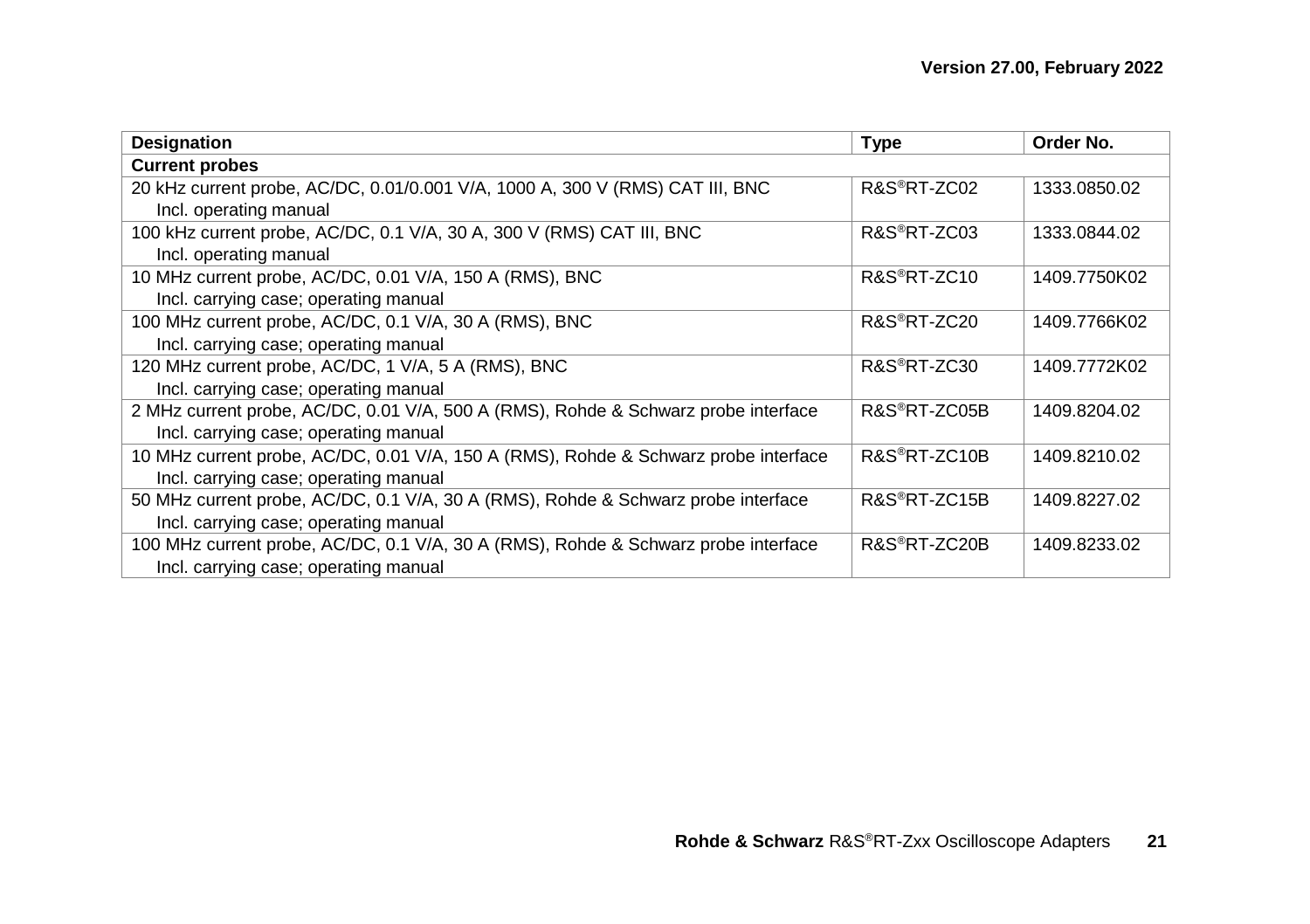| Designation | Type | Order No. |
|---|---|---|
| **Current probes** | | |
| 20 kHz current probe, AC/DC, 0.01/0.001 V/A, 1000 A, 300 V (RMS) CAT III, BNC<br>Incl. operating manual | R&S®RT-ZC02 | 1333.0850.02 |
| 100 kHz current probe, AC/DC, 0.1 V/A, 30 A, 300 V (RMS) CAT III, BNC<br>Incl. operating manual | R&S®RT-ZC03 | 1333.0844.02 |
| 10 MHz current probe, AC/DC, 0.01 V/A, 150 A (RMS), BNC<br>Incl. carrying case; operating manual | R&S®RT-ZC10 | 1409.7750K02 |
| 100 MHz current probe, AC/DC, 0.1 V/A, 30 A (RMS), BNC<br>Incl. carrying case; operating manual | R&S®RT-ZC20 | 1409.7766K02 |
| 120 MHz current probe, AC/DC, 1 V/A, 5 A (RMS), BNC<br>Incl. carrying case; operating manual | R&S®RT-ZC30 | 1409.7772K02 |
| 2 MHz current probe, AC/DC, 0.01 V/A, 500 A (RMS), Rohde & Schwarz probe interface<br>Incl. carrying case; operating manual | R&S®RT-ZC05B | 1409.8204.02 |
| 10 MHz current probe, AC/DC, 0.01 V/A, 150 A (RMS), Rohde & Schwarz probe interface<br>Incl. carrying case; operating manual | R&S®RT-ZC10B | 1409.8210.02 |
| 50 MHz current probe, AC/DC, 0.1 V/A, 30 A (RMS), Rohde & Schwarz probe interface<br>Incl. carrying case; operating manual | R&S®RT-ZC15B | 1409.8227.02 |
| 100 MHz current probe, AC/DC, 0.1 V/A, 30 A (RMS), Rohde & Schwarz probe interface<br>Incl. carrying case; operating manual | R&S®RT-ZC20B | 1409.8233.02 |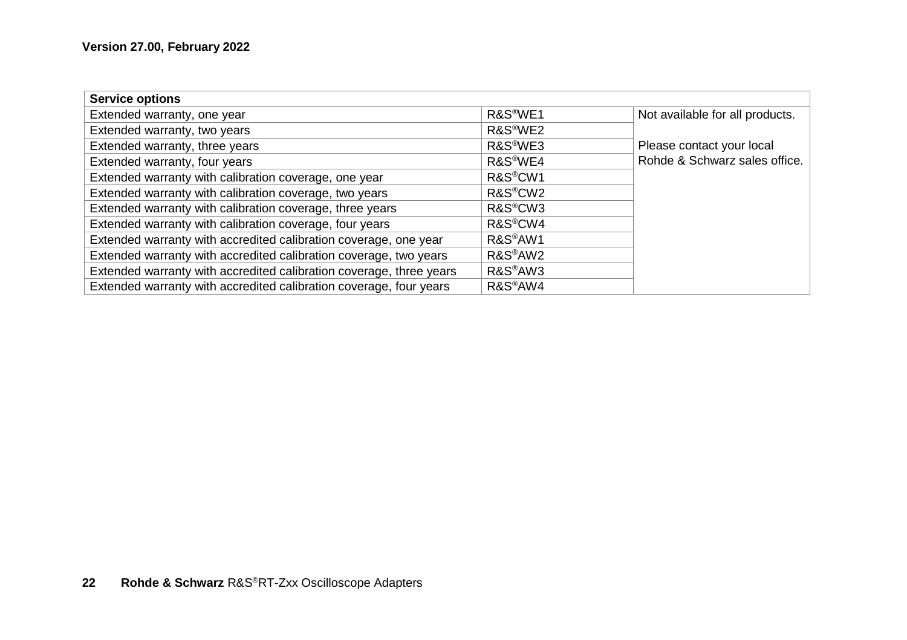**Version 27.00, February 2022**

| Service options | | |
| --- | --- | --- |
| Extended warranty, one year | R&S®WE1 | Not available for all products. Please contact your local Rohde & Schwarz sales office. |
| Extended warranty, two years | R&S®WE2 | |
| Extended warranty, three years | R&S®WE3 | |
| Extended warranty, four years | R&S®WE4 | |
| Extended warranty with calibration coverage, one year | R&S®CW1 | |
| Extended warranty with calibration coverage, two years | R&S®CW2 | |
| Extended warranty with calibration coverage, three years | R&S®CW3 | |
| Extended warranty with calibration coverage, four years | R&S®CW4 | |
| Extended warranty with accredited calibration coverage, one year | R&S®AW1 | |
| Extended warranty with accredited calibration coverage, two years | R&S®AW2 | |
| Extended warranty with accredited calibration coverage, three years | R&S®AW3 | |
| Extended warranty with accredited calibration coverage, four years | R&S®AW4 | |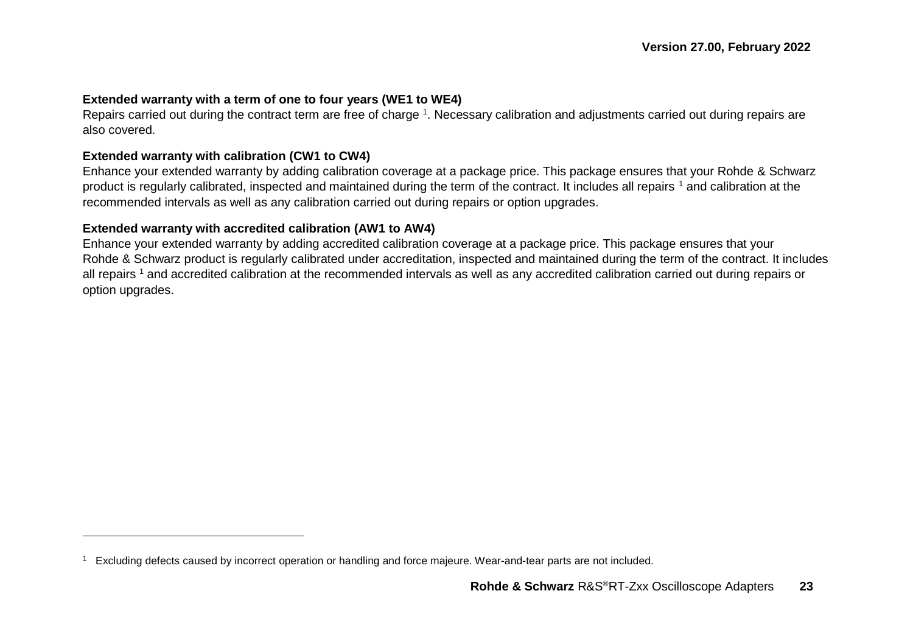**Extended warranty with a term of one to four years (WE1 to WE4)**
Repairs carried out during the contract term are free of charge [1]. Necessary calibration and adjustments carried out during repairs are also covered.

**Extended warranty with calibration (CW1 to CW4)**
Enhance your extended warranty by adding calibration coverage at a package price. This package ensures that your Rohde & Schwarz product is regularly calibrated, inspected and maintained during the term of the contract. It includes all repairs [1] and calibration at the recommended intervals as well as any calibration carried out during repairs or option upgrades.

**Extended warranty with accredited calibration (AW1 to AW4)**
Enhance your extended warranty by adding accredited calibration coverage at a package price. This package ensures that your Rohde & Schwarz product is regularly calibrated under accreditation, inspected and maintained during the term of the contract. It includes all repairs [1] and accredited calibration at the recommended intervals as well as any accredited calibration carried out during repairs or option upgrades.

---

[1] Excluding defects caused by incorrect operation or handling and force majeure. Wear-and-tear parts are not included.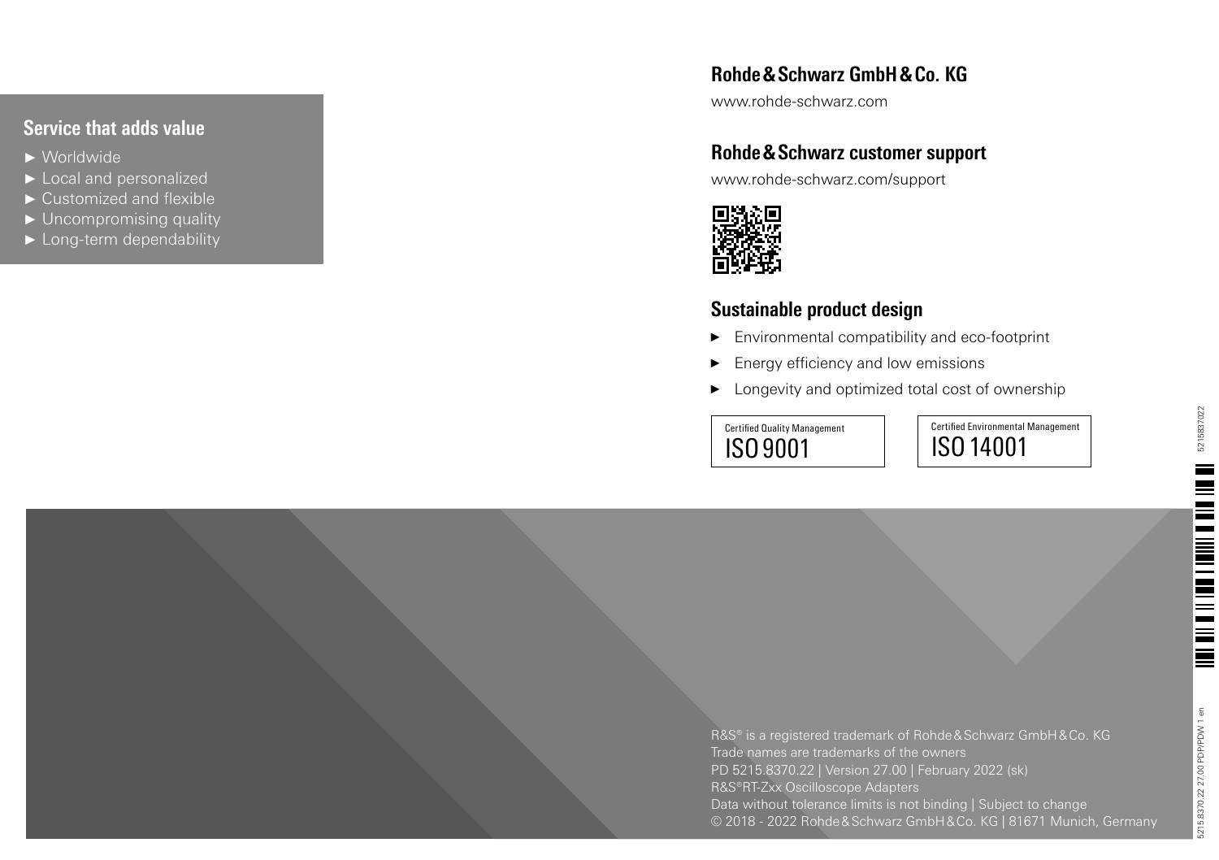## Service that adds value

- ► Worldwide
- ► Local and personalized
- ► Customized and flexible
- ► Uncompromising quality
- ► Long-term dependability

## Rohde & Schwarz GmbH & Co. KG

www.rohde-schwarz.com

## Rohde & Schwarz customer support

www.rohde-schwarz.com/support

## Sustainable product design

- Environmental compatibility and eco-footprint
- Energy efficiency and low emissions
- Longevity and optimized total cost of ownership

Certified Quality Management
ISO 9001

Certified Environmental Management
ISO 14001

R&S® is a registered trademark of Rohde & Schwarz GmbH & Co. KG
Trade names are trademarks of the owners
PD 5215.8370.22 | Version 27.00 | February 2022 (sk)
R&S®RT-Zxx Oscilloscope Adapters
Data without tolerance limits is not binding | Subject to change
© 2018 - 2022 Rohde & Schwarz GmbH & Co. KG | 81671 Munich, Germany

5215.8370.22 27.00 PDP/PDW 1 en

5215837022